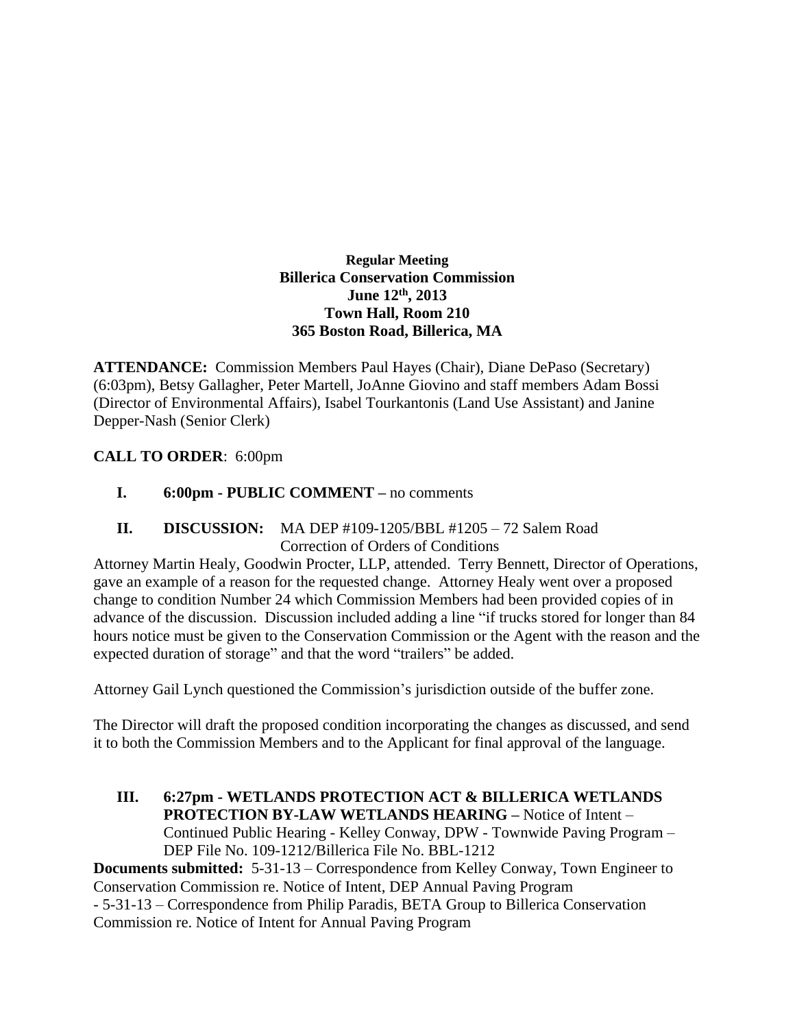**Regular Meeting**
**Billerica Conservation Commission**
**June 12th, 2013**
**Town Hall, Room 210**
**365 Boston Road, Billerica, MA**

**ATTENDANCE:** Commission Members Paul Hayes (Chair), Diane DePaso (Secretary) (6:03pm), Betsy Gallagher, Peter Martell, JoAnne Giovino and staff members Adam Bossi (Director of Environmental Affairs), Isabel Tourkantonis (Land Use Assistant) and Janine Depper-Nash (Senior Clerk)

**CALL TO ORDER**: 6:00pm

**I. 6:00pm - PUBLIC COMMENT –** no comments

**II. DISCUSSION:** MA DEP #109-1205/BBL #1205 – 72 Salem Road
Correction of Orders of Conditions

Attorney Martin Healy, Goodwin Procter, LLP, attended. Terry Bennett, Director of Operations, gave an example of a reason for the requested change. Attorney Healy went over a proposed change to condition Number 24 which Commission Members had been provided copies of in advance of the discussion. Discussion included adding a line "if trucks stored for longer than 84 hours notice must be given to the Conservation Commission or the Agent with the reason and the expected duration of storage" and that the word "trailers" be added.

Attorney Gail Lynch questioned the Commission's jurisdiction outside of the buffer zone.

The Director will draft the proposed condition incorporating the changes as discussed, and send it to both the Commission Members and to the Applicant for final approval of the language.

**III. 6:27pm - WETLANDS PROTECTION ACT & BILLERICA WETLANDS PROTECTION BY-LAW WETLANDS HEARING –** Notice of Intent – Continued Public Hearing - Kelley Conway, DPW - Townwide Paving Program – DEP File No. 109-1212/Billerica File No. BBL-1212

**Documents submitted:** 5-31-13 – Correspondence from Kelley Conway, Town Engineer to Conservation Commission re. Notice of Intent, DEP Annual Paving Program
- 5-31-13 – Correspondence from Philip Paradis, BETA Group to Billerica Conservation Commission re. Notice of Intent for Annual Paving Program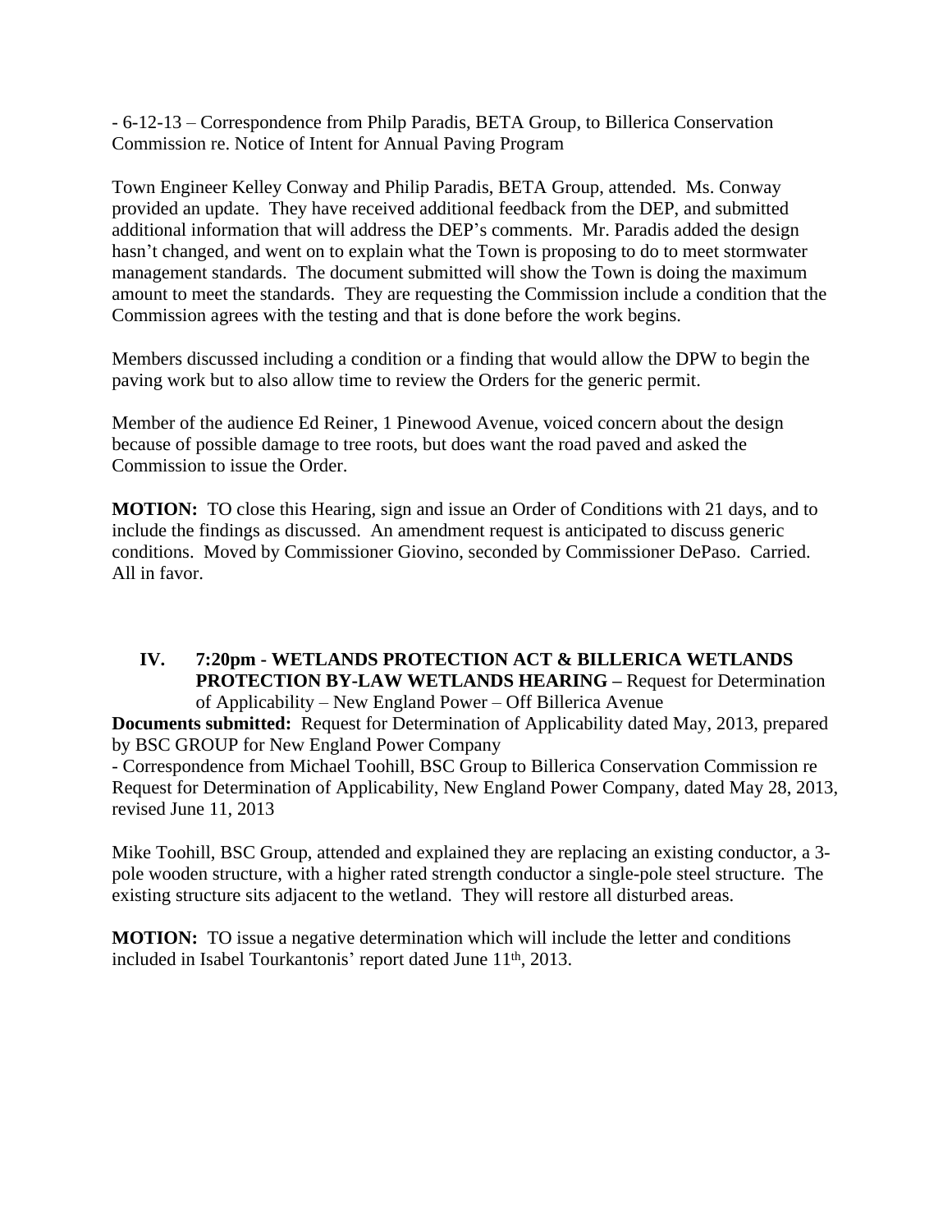- 6-12-13 – Correspondence from Philp Paradis, BETA Group, to Billerica Conservation Commission re. Notice of Intent for Annual Paving Program

Town Engineer Kelley Conway and Philip Paradis, BETA Group, attended. Ms. Conway provided an update. They have received additional feedback from the DEP, and submitted additional information that will address the DEP's comments. Mr. Paradis added the design hasn't changed, and went on to explain what the Town is proposing to do to meet stormwater management standards. The document submitted will show the Town is doing the maximum amount to meet the standards. They are requesting the Commission include a condition that the Commission agrees with the testing and that is done before the work begins.

Members discussed including a condition or a finding that would allow the DPW to begin the paving work but to also allow time to review the Orders for the generic permit.

Member of the audience Ed Reiner, 1 Pinewood Avenue, voiced concern about the design because of possible damage to tree roots, but does want the road paved and asked the Commission to issue the Order.

**MOTION:** TO close this Hearing, sign and issue an Order of Conditions with 21 days, and to include the findings as discussed. An amendment request is anticipated to discuss generic conditions. Moved by Commissioner Giovino, seconded by Commissioner DePaso. Carried. All in favor.

## IV. 7:20pm - WETLANDS PROTECTION ACT & BILLERICA WETLANDS PROTECTION BY-LAW WETLANDS HEARING – Request for Determination of Applicability – New England Power – Off Billerica Avenue

**Documents submitted:** Request for Determination of Applicability dated May, 2013, prepared by BSC GROUP for New England Power Company
- Correspondence from Michael Toohill, BSC Group to Billerica Conservation Commission re Request for Determination of Applicability, New England Power Company, dated May 28, 2013, revised June 11, 2013

Mike Toohill, BSC Group, attended and explained they are replacing an existing conductor, a 3-pole wooden structure, with a higher rated strength conductor a single-pole steel structure. The existing structure sits adjacent to the wetland. They will restore all disturbed areas.

**MOTION:** TO issue a negative determination which will include the letter and conditions included in Isabel Tourkantonis' report dated June 11th, 2013.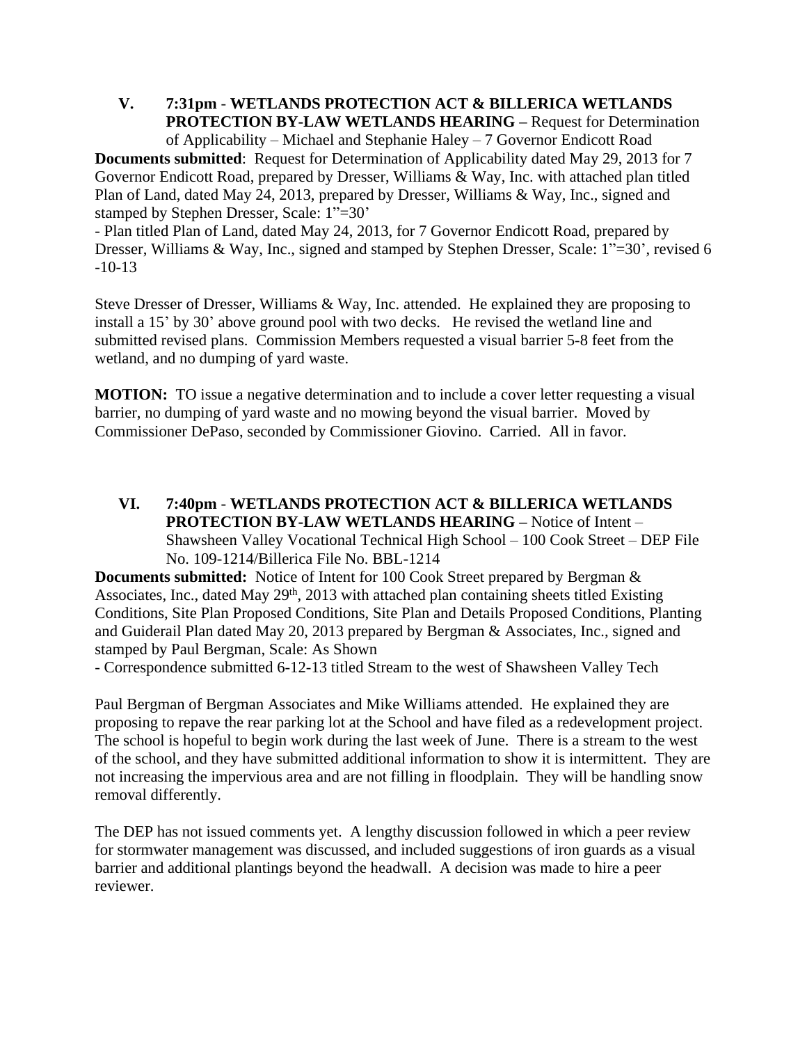**V. 7:31pm - WETLANDS PROTECTION ACT & BILLERICA WETLANDS PROTECTION BY-LAW WETLANDS HEARING –** Request for Determination of Applicability – Michael and Stephanie Haley – 7 Governor Endicott Road

**Documents submitted**: Request for Determination of Applicability dated May 29, 2013 for 7 Governor Endicott Road, prepared by Dresser, Williams & Way, Inc. with attached plan titled Plan of Land, dated May 24, 2013, prepared by Dresser, Williams & Way, Inc., signed and stamped by Stephen Dresser, Scale: 1"=30'

- Plan titled Plan of Land, dated May 24, 2013, for 7 Governor Endicott Road, prepared by Dresser, Williams & Way, Inc., signed and stamped by Stephen Dresser, Scale: 1"=30', revised 6-10-13

Steve Dresser of Dresser, Williams & Way, Inc. attended. He explained they are proposing to install a 15' by 30' above ground pool with two decks. He revised the wetland line and submitted revised plans. Commission Members requested a visual barrier 5-8 feet from the wetland, and no dumping of yard waste.

**MOTION:** TO issue a negative determination and to include a cover letter requesting a visual barrier, no dumping of yard waste and no mowing beyond the visual barrier. Moved by Commissioner DePaso, seconded by Commissioner Giovino. Carried. All in favor.

**VI. 7:40pm - WETLANDS PROTECTION ACT & BILLERICA WETLANDS PROTECTION BY-LAW WETLANDS HEARING –** Notice of Intent – Shawsheen Valley Vocational Technical High School – 100 Cook Street – DEP File No. 109-1214/Billerica File No. BBL-1214

**Documents submitted:** Notice of Intent for 100 Cook Street prepared by Bergman & Associates, Inc., dated May 29th, 2013 with attached plan containing sheets titled Existing Conditions, Site Plan Proposed Conditions, Site Plan and Details Proposed Conditions, Planting and Guiderail Plan dated May 20, 2013 prepared by Bergman & Associates, Inc., signed and stamped by Paul Bergman, Scale: As Shown

- Correspondence submitted 6-12-13 titled Stream to the west of Shawsheen Valley Tech

Paul Bergman of Bergman Associates and Mike Williams attended. He explained they are proposing to repave the rear parking lot at the School and have filed as a redevelopment project. The school is hopeful to begin work during the last week of June. There is a stream to the west of the school, and they have submitted additional information to show it is intermittent. They are not increasing the impervious area and are not filling in floodplain. They will be handling snow removal differently.

The DEP has not issued comments yet. A lengthy discussion followed in which a peer review for stormwater management was discussed, and included suggestions of iron guards as a visual barrier and additional plantings beyond the headwall. A decision was made to hire a peer reviewer.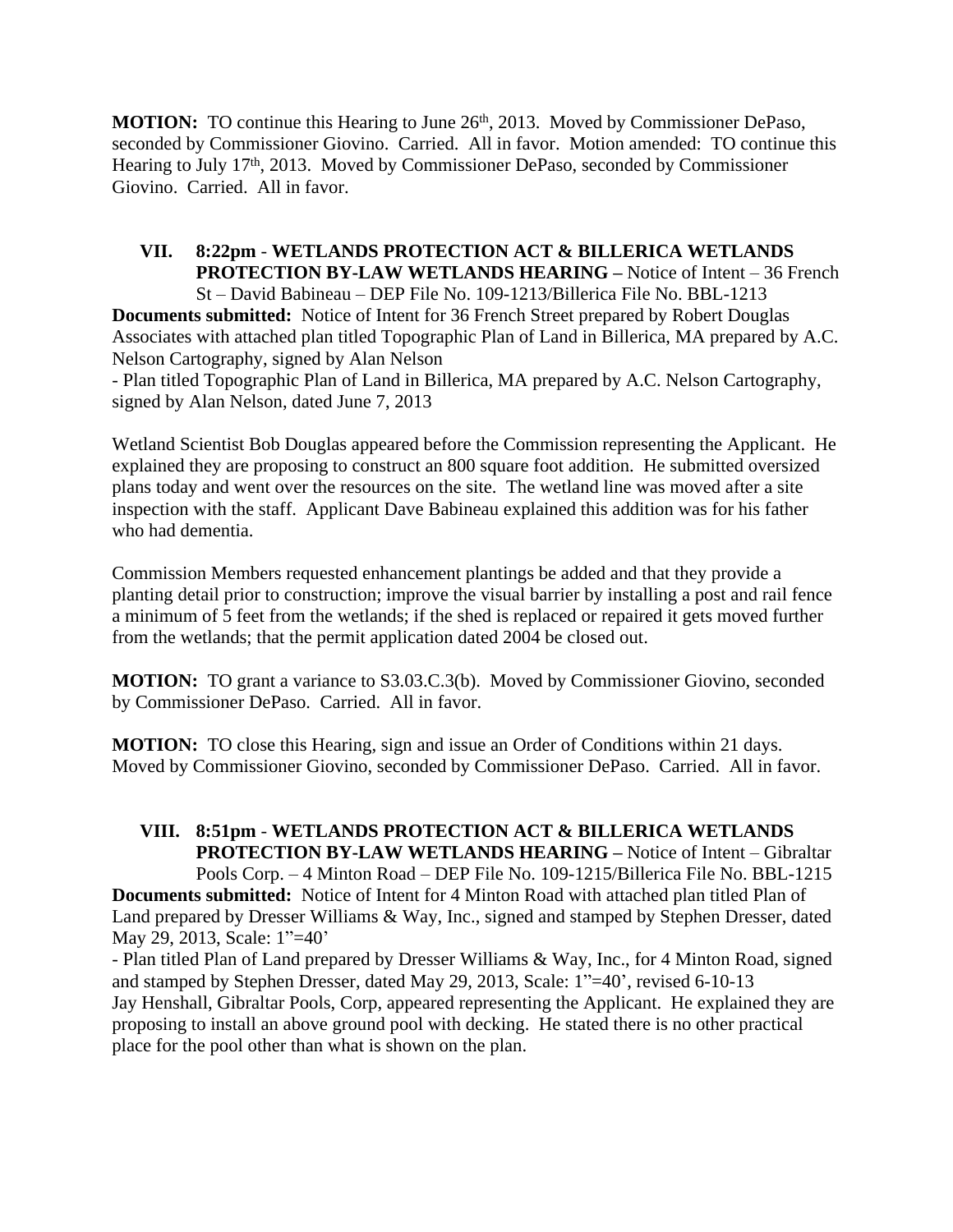**MOTION:** TO continue this Hearing to June 26th, 2013. Moved by Commissioner DePaso, seconded by Commissioner Giovino. Carried. All in favor. Motion amended: TO continue this Hearing to July 17th, 2013. Moved by Commissioner DePaso, seconded by Commissioner Giovino. Carried. All in favor.

## VII. 8:22pm - WETLANDS PROTECTION ACT & BILLERICA WETLANDS PROTECTION BY-LAW WETLANDS HEARING – Notice of Intent – 36 French St – David Babineau – DEP File No. 109-1213/Billerica File No. BBL-1213

**Documents submitted:** Notice of Intent for 36 French Street prepared by Robert Douglas Associates with attached plan titled Topographic Plan of Land in Billerica, MA prepared by A.C. Nelson Cartography, signed by Alan Nelson

- Plan titled Topographic Plan of Land in Billerica, MA prepared by A.C. Nelson Cartography, signed by Alan Nelson, dated June 7, 2013

Wetland Scientist Bob Douglas appeared before the Commission representing the Applicant. He explained they are proposing to construct an 800 square foot addition. He submitted oversized plans today and went over the resources on the site. The wetland line was moved after a site inspection with the staff. Applicant Dave Babineau explained this addition was for his father who had dementia.

Commission Members requested enhancement plantings be added and that they provide a planting detail prior to construction; improve the visual barrier by installing a post and rail fence a minimum of 5 feet from the wetlands; if the shed is replaced or repaired it gets moved further from the wetlands; that the permit application dated 2004 be closed out.

**MOTION:** TO grant a variance to S3.03.C.3(b). Moved by Commissioner Giovino, seconded by Commissioner DePaso. Carried. All in favor.

**MOTION:** TO close this Hearing, sign and issue an Order of Conditions within 21 days. Moved by Commissioner Giovino, seconded by Commissioner DePaso. Carried. All in favor.

## VIII. 8:51pm - WETLANDS PROTECTION ACT & BILLERICA WETLANDS PROTECTION BY-LAW WETLANDS HEARING – Notice of Intent – Gibraltar Pools Corp. – 4 Minton Road – DEP File No. 109-1215/Billerica File No. BBL-1215

**Documents submitted:** Notice of Intent for 4 Minton Road with attached plan titled Plan of Land prepared by Dresser Williams & Way, Inc., signed and stamped by Stephen Dresser, dated May 29, 2013, Scale: 1"=40'

- Plan titled Plan of Land prepared by Dresser Williams & Way, Inc., for 4 Minton Road, signed and stamped by Stephen Dresser, dated May 29, 2013, Scale: 1"=40', revised 6-10-13

Jay Henshall, Gibraltar Pools, Corp, appeared representing the Applicant. He explained they are proposing to install an above ground pool with decking. He stated there is no other practical place for the pool other than what is shown on the plan.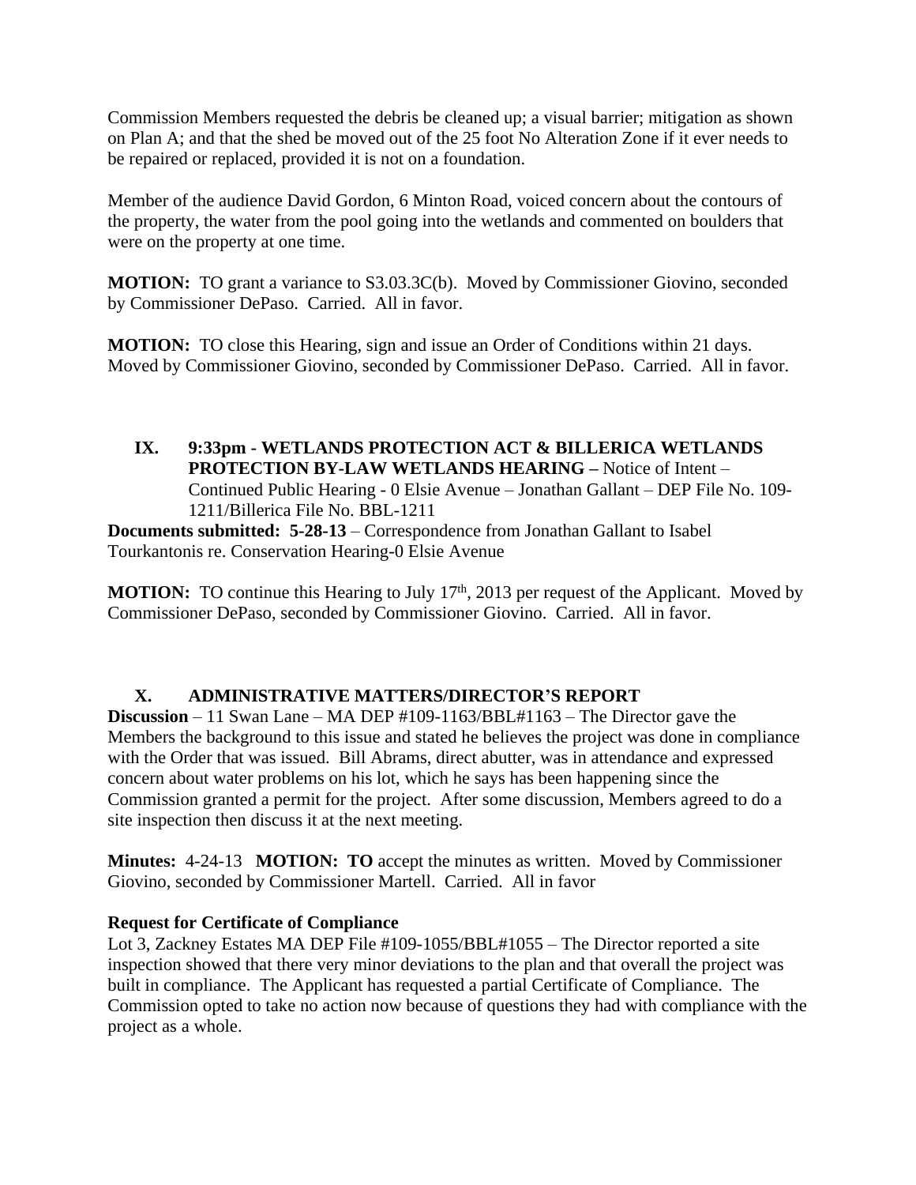Commission Members requested the debris be cleaned up; a visual barrier; mitigation as shown on Plan A; and that the shed be moved out of the 25 foot No Alteration Zone if it ever needs to be repaired or replaced, provided it is not on a foundation.

Member of the audience David Gordon, 6 Minton Road, voiced concern about the contours of the property, the water from the pool going into the wetlands and commented on boulders that were on the property at one time.

**MOTION:** TO grant a variance to S3.03.3C(b). Moved by Commissioner Giovino, seconded by Commissioner DePaso. Carried. All in favor.

**MOTION:** TO close this Hearing, sign and issue an Order of Conditions within 21 days. Moved by Commissioner Giovino, seconded by Commissioner DePaso. Carried. All in favor.

## IX. 9:33pm - WETLANDS PROTECTION ACT & BILLERICA WETLANDS PROTECTION BY-LAW WETLANDS HEARING – Notice of Intent – Continued Public Hearing - 0 Elsie Avenue – Jonathan Gallant – DEP File No. 109-1211/Billerica File No. BBL-1211

**Documents submitted: 5-28-13** – Correspondence from Jonathan Gallant to Isabel Tourkantonis re. Conservation Hearing-0 Elsie Avenue

**MOTION:** TO continue this Hearing to July 17th, 2013 per request of the Applicant. Moved by Commissioner DePaso, seconded by Commissioner Giovino. Carried. All in favor.

## X. ADMINISTRATIVE MATTERS/DIRECTOR'S REPORT

**Discussion** – 11 Swan Lane – MA DEP #109-1163/BBL#1163 – The Director gave the Members the background to this issue and stated he believes the project was done in compliance with the Order that was issued. Bill Abrams, direct abutter, was in attendance and expressed concern about water problems on his lot, which he says has been happening since the Commission granted a permit for the project. After some discussion, Members agreed to do a site inspection then discuss it at the next meeting.

**Minutes:** 4-24-13 **MOTION: TO** accept the minutes as written. Moved by Commissioner Giovino, seconded by Commissioner Martell. Carried. All in favor

**Request for Certificate of Compliance**

Lot 3, Zackney Estates MA DEP File #109-1055/BBL#1055 – The Director reported a site inspection showed that there very minor deviations to the plan and that overall the project was built in compliance. The Applicant has requested a partial Certificate of Compliance. The Commission opted to take no action now because of questions they had with compliance with the project as a whole.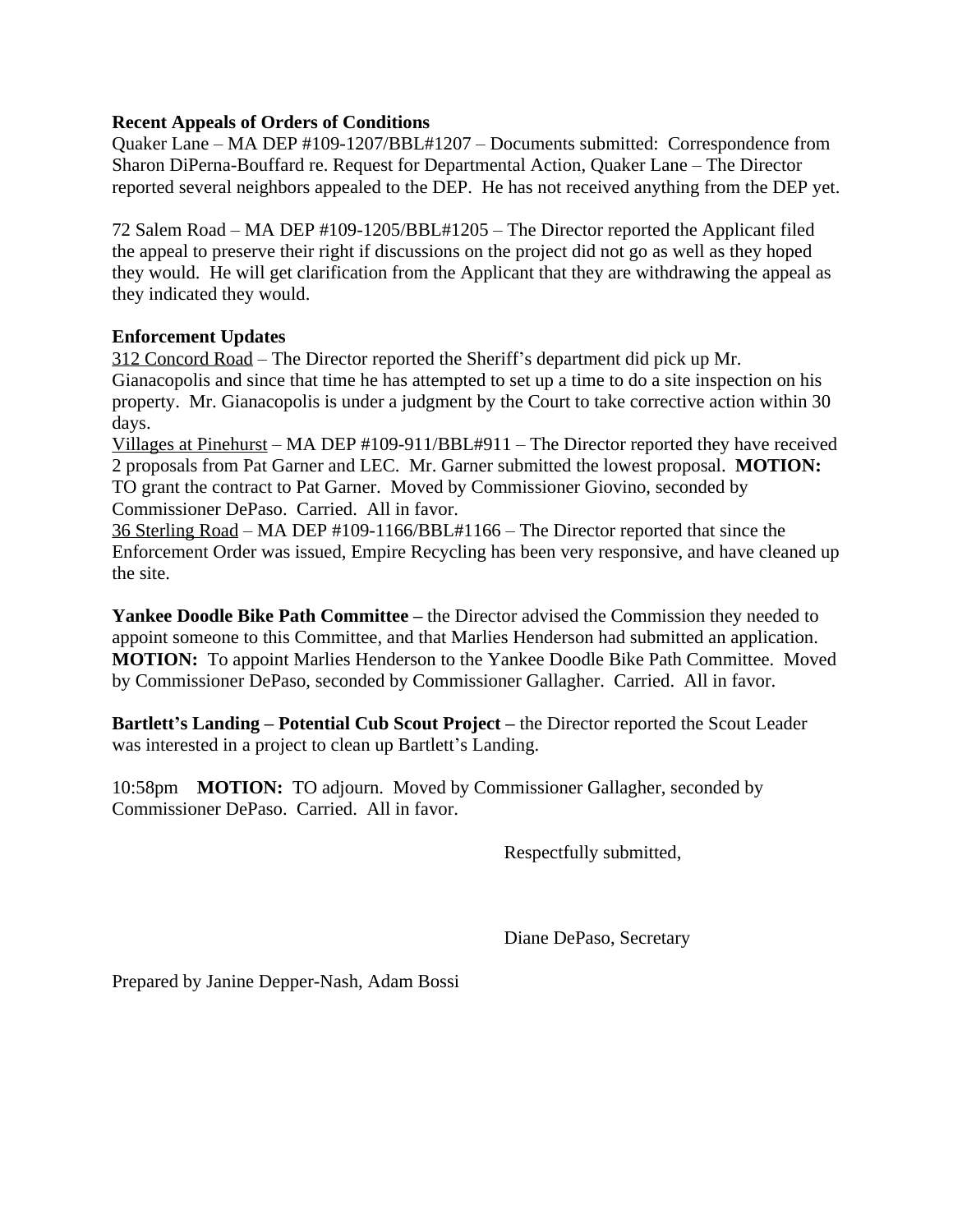**Recent Appeals of Orders of Conditions**
Quaker Lane – MA DEP #109-1207/BBL#1207 – Documents submitted: Correspondence from Sharon DiPerna-Bouffard re. Request for Departmental Action, Quaker Lane – The Director reported several neighbors appealed to the DEP. He has not received anything from the DEP yet.

72 Salem Road – MA DEP #109-1205/BBL#1205 – The Director reported the Applicant filed the appeal to preserve their right if discussions on the project did not go as well as they hoped they would. He will get clarification from the Applicant that they are withdrawing the appeal as they indicated they would.

**Enforcement Updates**
312 Concord Road – The Director reported the Sheriff's department did pick up Mr. Gianacopolis and since that time he has attempted to set up a time to do a site inspection on his property. Mr. Gianacopolis is under a judgment by the Court to take corrective action within 30 days.
Villages at Pinehurst – MA DEP #109-911/BBL#911 – The Director reported they have received 2 proposals from Pat Garner and LEC. Mr. Garner submitted the lowest proposal. **MOTION:** TO grant the contract to Pat Garner. Moved by Commissioner Giovino, seconded by Commissioner DePaso. Carried. All in favor.
36 Sterling Road – MA DEP #109-1166/BBL#1166 – The Director reported that since the Enforcement Order was issued, Empire Recycling has been very responsive, and have cleaned up the site.

**Yankee Doodle Bike Path Committee –** the Director advised the Commission they needed to appoint someone to this Committee, and that Marlies Henderson had submitted an application. **MOTION:** To appoint Marlies Henderson to the Yankee Doodle Bike Path Committee. Moved by Commissioner DePaso, seconded by Commissioner Gallagher. Carried. All in favor.

**Bartlett's Landing – Potential Cub Scout Project –** the Director reported the Scout Leader was interested in a project to clean up Bartlett's Landing.

10:58pm **MOTION:** TO adjourn. Moved by Commissioner Gallagher, seconded by Commissioner DePaso. Carried. All in favor.

Respectfully submitted,

Diane DePaso, Secretary

Prepared by Janine Depper-Nash, Adam Bossi